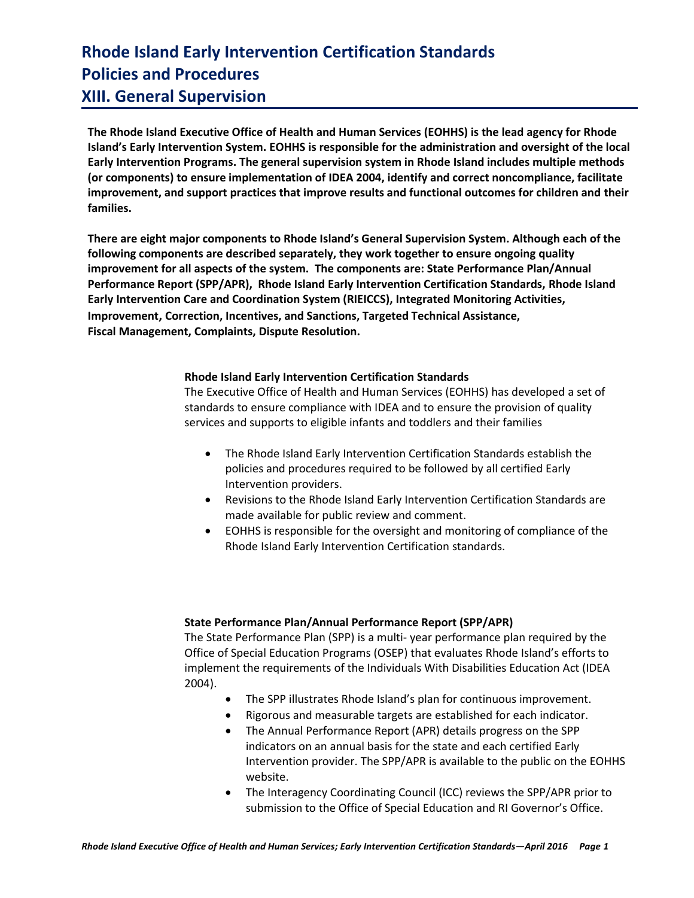# Rhode Island Early Intervention Certification Standards
# Policies and Procedures
# XIII. General Supervision

**The Rhode Island Executive Office of Health and Human Services (EOHHS) is the lead agency for Rhode Island's Early Intervention System. EOHHS is responsible for the administration and oversight of the local Early Intervention Programs. The general supervision system in Rhode Island includes multiple methods (or components) to ensure implementation of IDEA 2004, identify and correct noncompliance, facilitate improvement, and support practices that improve results and functional outcomes for children and their families.**

**There are eight major components to Rhode Island's General Supervision System. Although each of the following components are described separately, they work together to ensure ongoing quality improvement for all aspects of the system. The components are: State Performance Plan/Annual Performance Report (SPP/APR), Rhode Island Early Intervention Certification Standards, Rhode Island Early Intervention Care and Coordination System (RIEICCS), Integrated Monitoring Activities, Improvement, Correction, Incentives, and Sanctions, Targeted Technical Assistance, Fiscal Management, Complaints, Dispute Resolution.**

**Rhode Island Early Intervention Certification Standards**

The Executive Office of Health and Human Services (EOHHS) has developed a set of standards to ensure compliance with IDEA and to ensure the provision of quality services and supports to eligible infants and toddlers and their families

- The Rhode Island Early Intervention Certification Standards establish the policies and procedures required to be followed by all certified Early Intervention providers.
- Revisions to the Rhode Island Early Intervention Certification Standards are made available for public review and comment.
- EOHHS is responsible for the oversight and monitoring of compliance of the Rhode Island Early Intervention Certification standards.

**State Performance Plan/Annual Performance Report (SPP/APR)**

The State Performance Plan (SPP) is a multi- year performance plan required by the Office of Special Education Programs (OSEP) that evaluates Rhode Island's efforts to implement the requirements of the Individuals With Disabilities Education Act (IDEA 2004).

- The SPP illustrates Rhode Island's plan for continuous improvement.
- Rigorous and measurable targets are established for each indicator.
- The Annual Performance Report (APR) details progress on the SPP indicators on an annual basis for the state and each certified Early Intervention provider. The SPP/APR is available to the public on the EOHHS website.
- The Interagency Coordinating Council (ICC) reviews the SPP/APR prior to submission to the Office of Special Education and RI Governor's Office.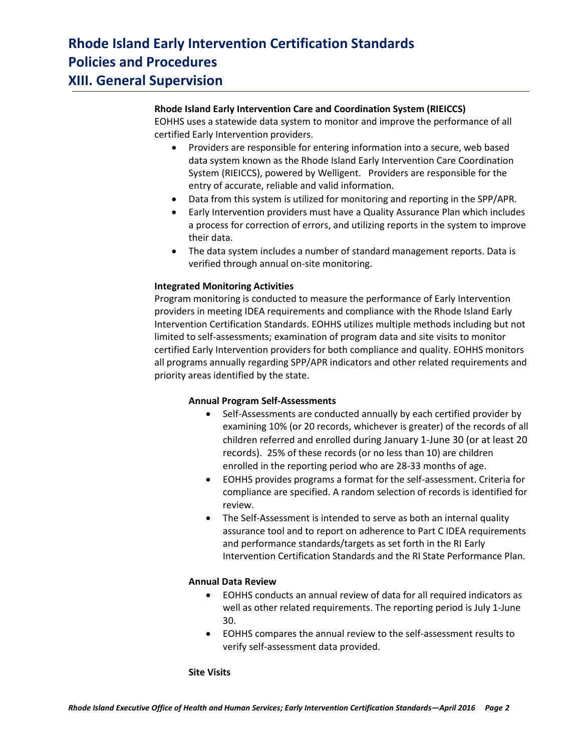# Rhode Island Early Intervention Certification Standards
# Policies and Procedures
# XIII. General Supervision

**Rhode Island Early Intervention Care and Coordination System (RIEICCS)**

EOHHS uses a statewide data system to monitor and improve the performance of all certified Early Intervention providers.

- Providers are responsible for entering information into a secure, web based data system known as the Rhode Island Early Intervention Care Coordination System (RIEICCS), powered by Welligent. Providers are responsible for the entry of accurate, reliable and valid information.
- Data from this system is utilized for monitoring and reporting in the SPP/APR.
- Early Intervention providers must have a Quality Assurance Plan which includes a process for correction of errors, and utilizing reports in the system to improve their data.
- The data system includes a number of standard management reports. Data is verified through annual on-site monitoring.

**Integrated Monitoring Activities**

Program monitoring is conducted to measure the performance of Early Intervention providers in meeting IDEA requirements and compliance with the Rhode Island Early Intervention Certification Standards. EOHHS utilizes multiple methods including but not limited to self-assessments; examination of program data and site visits to monitor certified Early Intervention providers for both compliance and quality. EOHHS monitors all programs annually regarding SPP/APR indicators and other related requirements and priority areas identified by the state.

**Annual Program Self-Assessments**

- Self-Assessments are conducted annually by each certified provider by examining 10% (or 20 records, whichever is greater) of the records of all children referred and enrolled during January 1-June 30 (or at least 20 records). 25% of these records (or no less than 10) are children enrolled in the reporting period who are 28-33 months of age.
- EOHHS provides programs a format for the self-assessment. Criteria for compliance are specified. A random selection of records is identified for review.
- The Self-Assessment is intended to serve as both an internal quality assurance tool and to report on adherence to Part C IDEA requirements and performance standards/targets as set forth in the RI Early Intervention Certification Standards and the RI State Performance Plan.

**Annual Data Review**

- EOHHS conducts an annual review of data for all required indicators as well as other related requirements. The reporting period is July 1-June 30.
- EOHHS compares the annual review to the self-assessment results to verify self-assessment data provided.

**Site Visits**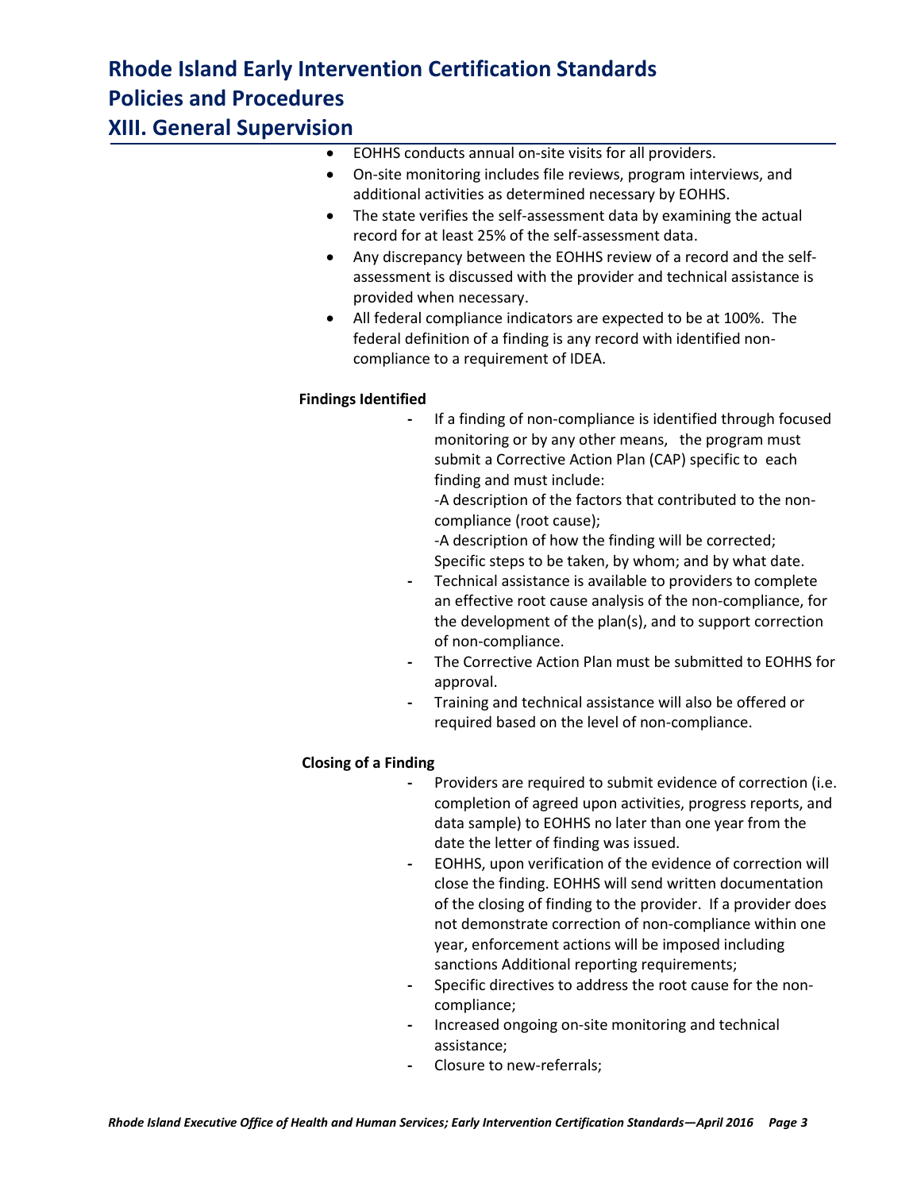- EOHHS conducts annual on-site visits for all providers.
- On-site monitoring includes file reviews, program interviews, and additional activities as determined necessary by EOHHS.
- The state verifies the self-assessment data by examining the actual record for at least 25% of the self-assessment data.
- Any discrepancy between the EOHHS review of a record and the self-assessment is discussed with the provider and technical assistance is provided when necessary.
- All federal compliance indicators are expected to be at 100%. The federal definition of a finding is any record with identified non-compliance to a requirement of IDEA.

**Findings Identified**

- If a finding of non-compliance is identified through focused monitoring or by any other means, the program must submit a Corrective Action Plan (CAP) specific to each finding and must include:
  -A description of the factors that contributed to the non-compliance (root cause);
  -A description of how the finding will be corrected; Specific steps to be taken, by whom; and by what date.
- Technical assistance is available to providers to complete an effective root cause analysis of the non-compliance, for the development of the plan(s), and to support correction of non-compliance.
- The Corrective Action Plan must be submitted to EOHHS for approval.
- Training and technical assistance will also be offered or required based on the level of non-compliance.

**Closing of a Finding**

- Providers are required to submit evidence of correction (i.e. completion of agreed upon activities, progress reports, and data sample) to EOHHS no later than one year from the date the letter of finding was issued.
- EOHHS, upon verification of the evidence of correction will close the finding. EOHHS will send written documentation of the closing of finding to the provider. If a provider does not demonstrate correction of non-compliance within one year, enforcement actions will be imposed including sanctions Additional reporting requirements;
- Specific directives to address the root cause for the non-compliance;
- Increased ongoing on-site monitoring and technical assistance;
- Closure to new-referrals;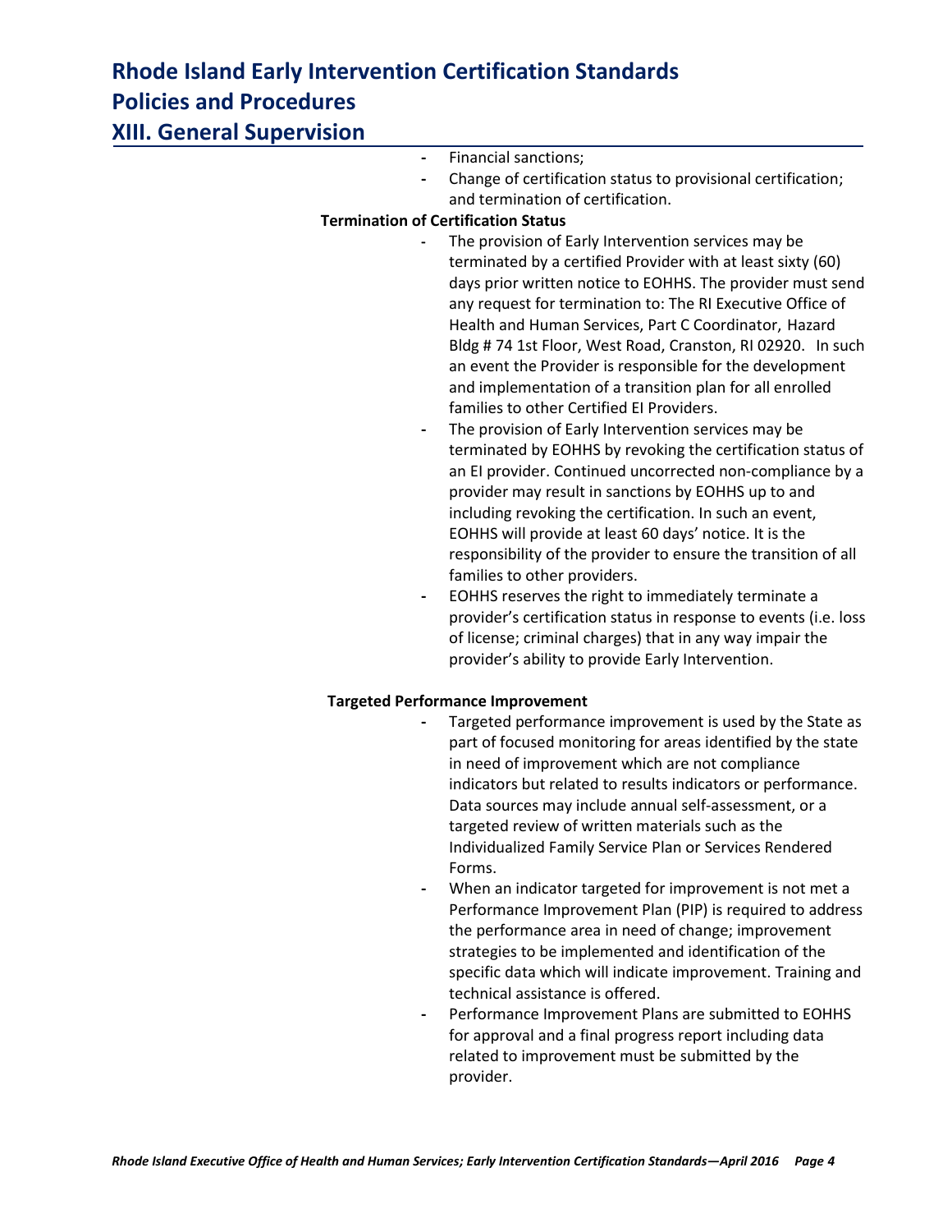# Rhode Island Early Intervention Certification Standards
# Policies and Procedures
# XIII. General Supervision

- Financial sanctions;
- Change of certification status to provisional certification; and termination of certification.

**Termination of Certification Status**

- The provision of Early Intervention services may be terminated by a certified Provider with at least sixty (60) days prior written notice to EOHHS. The provider must send any request for termination to: The RI Executive Office of Health and Human Services, Part C Coordinator, Hazard Bldg # 74 1st Floor, West Road, Cranston, RI 02920. In such an event the Provider is responsible for the development and implementation of a transition plan for all enrolled families to other Certified EI Providers.
- The provision of Early Intervention services may be terminated by EOHHS by revoking the certification status of an EI provider. Continued uncorrected non-compliance by a provider may result in sanctions by EOHHS up to and including revoking the certification. In such an event, EOHHS will provide at least 60 days' notice. It is the responsibility of the provider to ensure the transition of all families to other providers.
- EOHHS reserves the right to immediately terminate a provider's certification status in response to events (i.e. loss of license; criminal charges) that in any way impair the provider's ability to provide Early Intervention.

**Targeted Performance Improvement**

- Targeted performance improvement is used by the State as part of focused monitoring for areas identified by the state in need of improvement which are not compliance indicators but related to results indicators or performance. Data sources may include annual self-assessment, or a targeted review of written materials such as the Individualized Family Service Plan or Services Rendered Forms.
- When an indicator targeted for improvement is not met a Performance Improvement Plan (PIP) is required to address the performance area in need of change; improvement strategies to be implemented and identification of the specific data which will indicate improvement. Training and technical assistance is offered.
- Performance Improvement Plans are submitted to EOHHS for approval and a final progress report including data related to improvement must be submitted by the provider.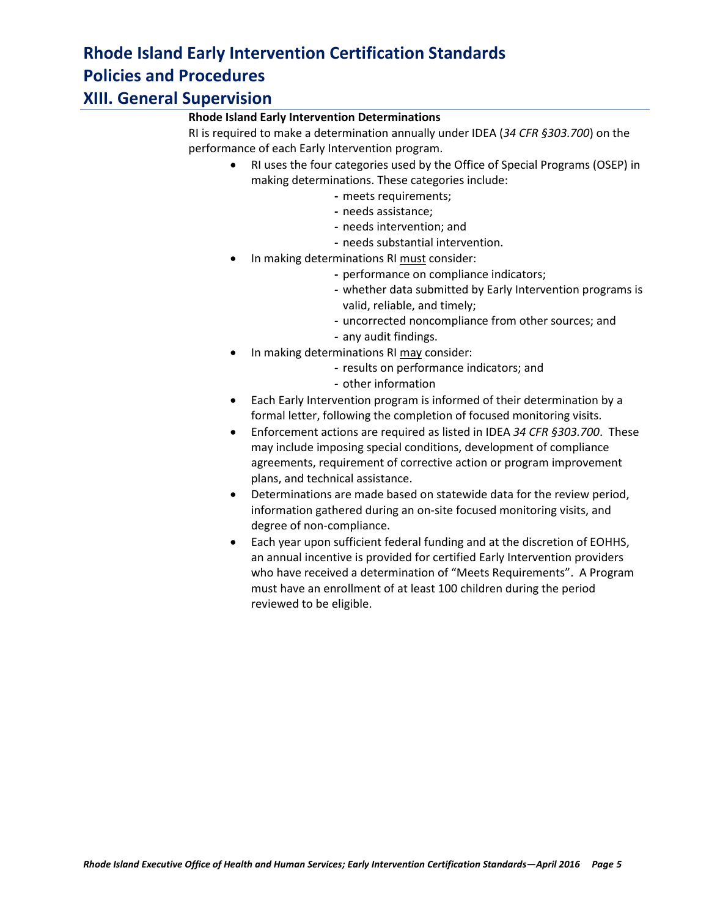# Rhode Island Early Intervention Certification Standards

# Policies and Procedures

## XIII. General Supervision

**Rhode Island Early Intervention Determinations**

RI is required to make a determination annually under IDEA (*34 CFR §303.700*) on the performance of each Early Intervention program.

- RI uses the four categories used by the Office of Special Programs (OSEP) in making determinations. These categories include:
  - meets requirements;
  - needs assistance;
  - needs intervention; and
  - needs substantial intervention.
- In making determinations RI <u>must</u> consider:
  - performance on compliance indicators;
  - whether data submitted by Early Intervention programs is valid, reliable, and timely;
  - uncorrected noncompliance from other sources; and
  - any audit findings.
- In making determinations RI <u>may</u> consider:
  - results on performance indicators; and
  - other information
- Each Early Intervention program is informed of their determination by a formal letter, following the completion of focused monitoring visits.
- Enforcement actions are required as listed in IDEA *34 CFR §303.700*. These may include imposing special conditions, development of compliance agreements, requirement of corrective action or program improvement plans, and technical assistance.
- Determinations are made based on statewide data for the review period, information gathered during an on-site focused monitoring visits, and degree of non-compliance.
- Each year upon sufficient federal funding and at the discretion of EOHHS, an annual incentive is provided for certified Early Intervention providers who have received a determination of "Meets Requirements". A Program must have an enrollment of at least 100 children during the period reviewed to be eligible.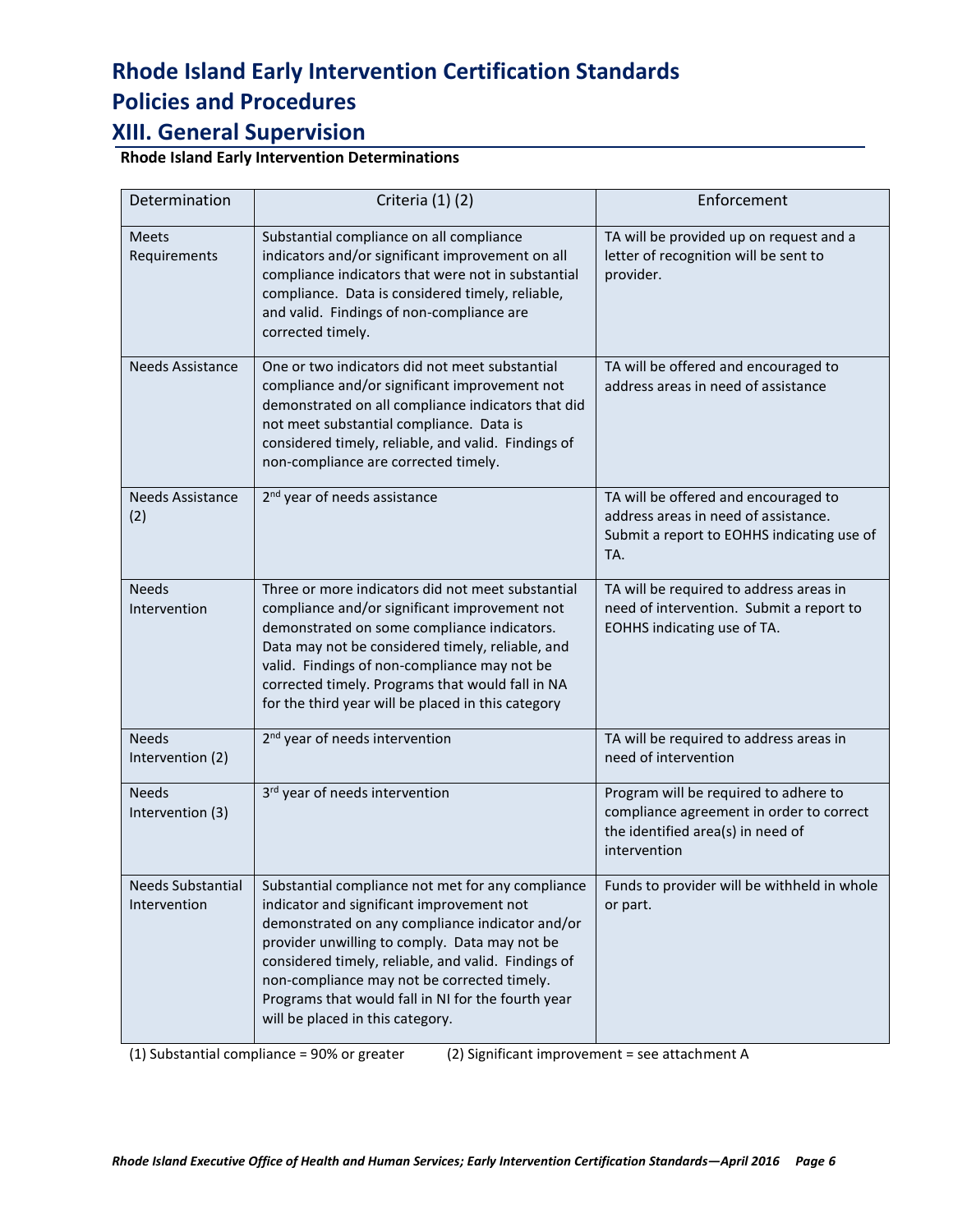# Rhode Island Early Intervention Certification Standards

# Policies and Procedures

## XIII. General Supervision

**Rhode Island Early Intervention Determinations**

| Determination | Criteria (1) (2) | Enforcement |
|---|---|---|
| Meets Requirements | Substantial compliance on all compliance indicators and/or significant improvement on all compliance indicators that were not in substantial compliance. Data is considered timely, reliable, and valid. Findings of non-compliance are corrected timely. | TA will be provided up on request and a letter of recognition will be sent to provider. |
| Needs Assistance | One or two indicators did not meet substantial compliance and/or significant improvement not demonstrated on all compliance indicators that did not meet substantial compliance. Data is considered timely, reliable, and valid. Findings of non-compliance are corrected timely. | TA will be offered and encouraged to address areas in need of assistance |
| Needs Assistance (2) | 2nd year of needs assistance | TA will be offered and encouraged to address areas in need of assistance. Submit a report to EOHHS indicating use of TA. |
| Needs Intervention | Three or more indicators did not meet substantial compliance and/or significant improvement not demonstrated on some compliance indicators. Data may not be considered timely, reliable, and valid. Findings of non-compliance may not be corrected timely. Programs that would fall in NA for the third year will be placed in this category | TA will be required to address areas in need of intervention. Submit a report to EOHHS indicating use of TA. |
| Needs Intervention (2) | 2nd year of needs intervention | TA will be required to address areas in need of intervention |
| Needs Intervention (3) | 3rd year of needs intervention | Program will be required to adhere to compliance agreement in order to correct the identified area(s) in need of intervention |
| Needs Substantial Intervention | Substantial compliance not met for any compliance indicator and significant improvement not demonstrated on any compliance indicator and/or provider unwilling to comply. Data may not be considered timely, reliable, and valid. Findings of non-compliance may not be corrected timely. Programs that would fall in NI for the fourth year will be placed in this category. | Funds to provider will be withheld in whole or part. |

(1) Substantial compliance = 90% or greater (2) Significant improvement = see attachment A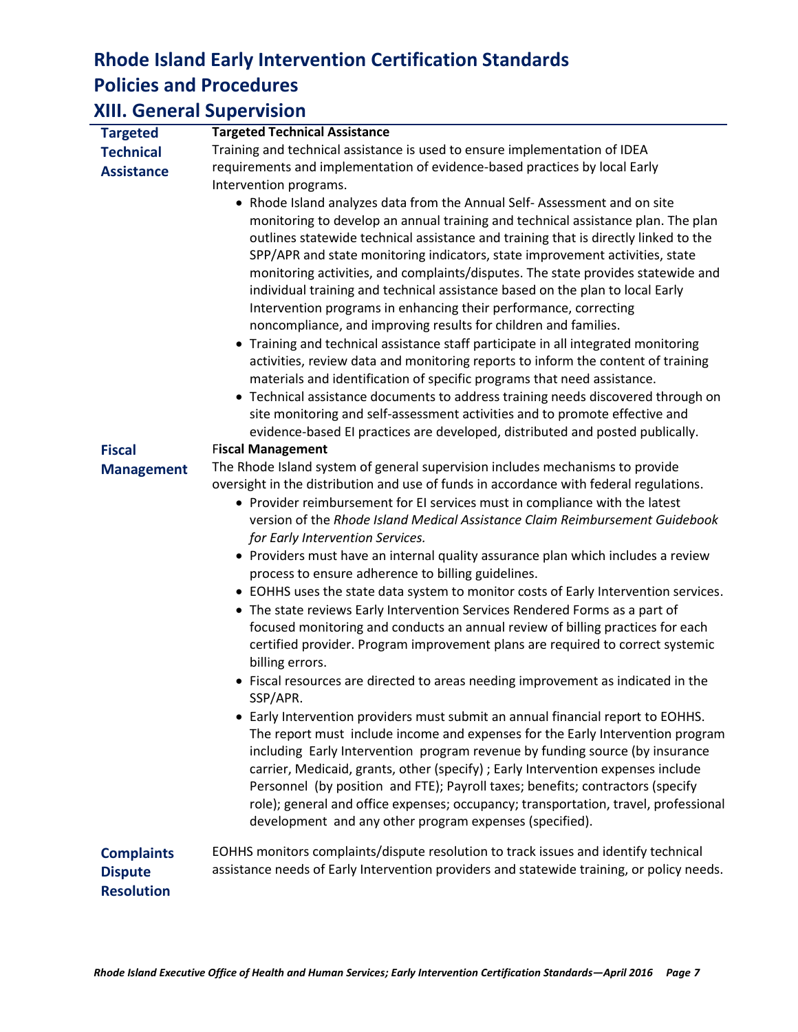# Rhode Island Early Intervention Certification Standards

# Policies and Procedures

## XIII. General Supervision

### Targeted Technical Assistance

**Targeted Technical Assistance**

Training and technical assistance is used to ensure implementation of IDEA requirements and implementation of evidence-based practices by local Early Intervention programs.

- Rhode Island analyzes data from the Annual Self- Assessment and on site monitoring to develop an annual training and technical assistance plan. The plan outlines statewide technical assistance and training that is directly linked to the SPP/APR and state monitoring indicators, state improvement activities, state monitoring activities, and complaints/disputes. The state provides statewide and individual training and technical assistance based on the plan to local Early Intervention programs in enhancing their performance, correcting noncompliance, and improving results for children and families.
- Training and technical assistance staff participate in all integrated monitoring activities, review data and monitoring reports to inform the content of training materials and identification of specific programs that need assistance.
- Technical assistance documents to address training needs discovered through on site monitoring and self-assessment activities and to promote effective and evidence-based EI practices are developed, distributed and posted publically.

### Fiscal Management

**Fiscal Management**

The Rhode Island system of general supervision includes mechanisms to provide oversight in the distribution and use of funds in accordance with federal regulations.

- Provider reimbursement for EI services must in compliance with the latest version of the *Rhode Island Medical Assistance Claim Reimbursement Guidebook for Early Intervention Services.*
- Providers must have an internal quality assurance plan which includes a review process to ensure adherence to billing guidelines.
- EOHHS uses the state data system to monitor costs of Early Intervention services.
- The state reviews Early Intervention Services Rendered Forms as a part of focused monitoring and conducts an annual review of billing practices for each certified provider. Program improvement plans are required to correct systemic billing errors.
- Fiscal resources are directed to areas needing improvement as indicated in the SSP/APR.
- Early Intervention providers must submit an annual financial report to EOHHS. The report must include income and expenses for the Early Intervention program including Early Intervention program revenue by funding source (by insurance carrier, Medicaid, grants, other (specify) ; Early Intervention expenses include Personnel (by position and FTE); Payroll taxes; benefits; contractors (specify role); general and office expenses; occupancy; transportation, travel, professional development and any other program expenses (specified).

### Complaints Dispute Resolution

EOHHS monitors complaints/dispute resolution to track issues and identify technical assistance needs of Early Intervention providers and statewide training, or policy needs.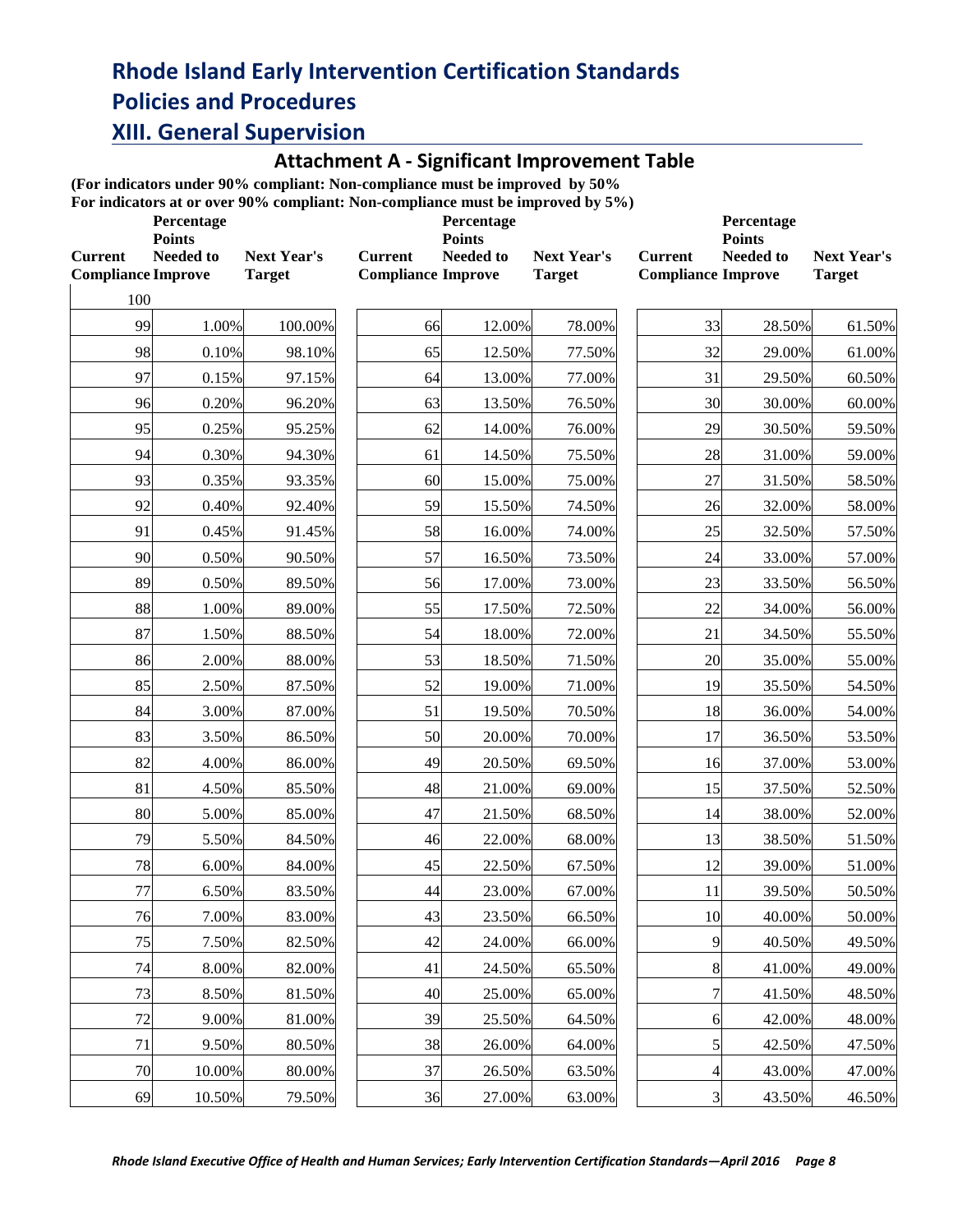# Rhode Island Early Intervention Certification Standards

# Policies and Procedures

## XIII. General Supervision

### Attachment A - Significant Improvement Table

**(For indicators under 90% compliant: Non-compliance must be improved by 50%**
**For indicators at or over 90% compliant: Non-compliance must be improved by 5%)**

| Current Compliance | Percentage Points Needed to Improve | Next Year's Target | Current Compliance | Percentage Points Needed to Improve | Next Year's Target | Current Compliance | Percentage Points Needed to Improve | Next Year's Target |
|---|---|---|---|---|---|---|---|---|
| 100 | | | | | | | | |
| 99 | 1.00% | 100.00% | 66 | 12.00% | 78.00% | 33 | 28.50% | 61.50% |
| 98 | 0.10% | 98.10% | 65 | 12.50% | 77.50% | 32 | 29.00% | 61.00% |
| 97 | 0.15% | 97.15% | 64 | 13.00% | 77.00% | 31 | 29.50% | 60.50% |
| 96 | 0.20% | 96.20% | 63 | 13.50% | 76.50% | 30 | 30.00% | 60.00% |
| 95 | 0.25% | 95.25% | 62 | 14.00% | 76.00% | 29 | 30.50% | 59.50% |
| 94 | 0.30% | 94.30% | 61 | 14.50% | 75.50% | 28 | 31.00% | 59.00% |
| 93 | 0.35% | 93.35% | 60 | 15.00% | 75.00% | 27 | 31.50% | 58.50% |
| 92 | 0.40% | 92.40% | 59 | 15.50% | 74.50% | 26 | 32.00% | 58.00% |
| 91 | 0.45% | 91.45% | 58 | 16.00% | 74.00% | 25 | 32.50% | 57.50% |
| 90 | 0.50% | 90.50% | 57 | 16.50% | 73.50% | 24 | 33.00% | 57.00% |
| 89 | 0.50% | 89.50% | 56 | 17.00% | 73.00% | 23 | 33.50% | 56.50% |
| 88 | 1.00% | 89.00% | 55 | 17.50% | 72.50% | 22 | 34.00% | 56.00% |
| 87 | 1.50% | 88.50% | 54 | 18.00% | 72.00% | 21 | 34.50% | 55.50% |
| 86 | 2.00% | 88.00% | 53 | 18.50% | 71.50% | 20 | 35.00% | 55.00% |
| 85 | 2.50% | 87.50% | 52 | 19.00% | 71.00% | 19 | 35.50% | 54.50% |
| 84 | 3.00% | 87.00% | 51 | 19.50% | 70.50% | 18 | 36.00% | 54.00% |
| 83 | 3.50% | 86.50% | 50 | 20.00% | 70.00% | 17 | 36.50% | 53.50% |
| 82 | 4.00% | 86.00% | 49 | 20.50% | 69.50% | 16 | 37.00% | 53.00% |
| 81 | 4.50% | 85.50% | 48 | 21.00% | 69.00% | 15 | 37.50% | 52.50% |
| 80 | 5.00% | 85.00% | 47 | 21.50% | 68.50% | 14 | 38.00% | 52.00% |
| 79 | 5.50% | 84.50% | 46 | 22.00% | 68.00% | 13 | 38.50% | 51.50% |
| 78 | 6.00% | 84.00% | 45 | 22.50% | 67.50% | 12 | 39.00% | 51.00% |
| 77 | 6.50% | 83.50% | 44 | 23.00% | 67.00% | 11 | 39.50% | 50.50% |
| 76 | 7.00% | 83.00% | 43 | 23.50% | 66.50% | 10 | 40.00% | 50.00% |
| 75 | 7.50% | 82.50% | 42 | 24.00% | 66.00% | 9 | 40.50% | 49.50% |
| 74 | 8.00% | 82.00% | 41 | 24.50% | 65.50% | 8 | 41.00% | 49.00% |
| 73 | 8.50% | 81.50% | 40 | 25.00% | 65.00% | 7 | 41.50% | 48.50% |
| 72 | 9.00% | 81.00% | 39 | 25.50% | 64.50% | 6 | 42.00% | 48.00% |
| 71 | 9.50% | 80.50% | 38 | 26.00% | 64.00% | 5 | 42.50% | 47.50% |
| 70 | 10.00% | 80.00% | 37 | 26.50% | 63.50% | 4 | 43.00% | 47.00% |
| 69 | 10.50% | 79.50% | 36 | 27.00% | 63.00% | 3 | 43.50% | 46.50% |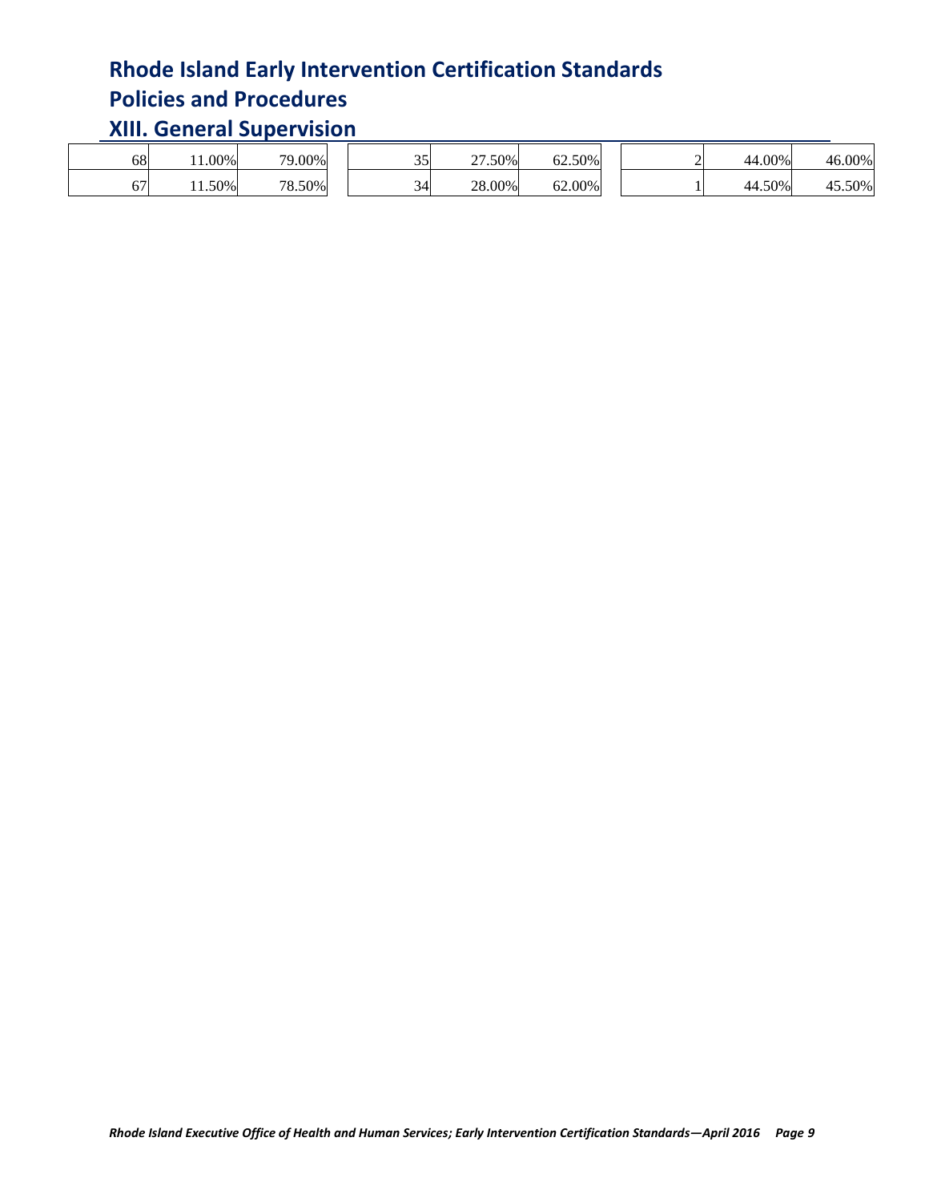| | | | | | | | | |
|---|---|---|---|---|---|---|---|---|
| 68 | 11.00% | 79.00% | 35 | 27.50% | 62.50% | 2 | 44.00% | 46.00% |
| 67 | 11.50% | 78.50% | 34 | 28.00% | 62.00% | 1 | 44.50% | 45.50% |